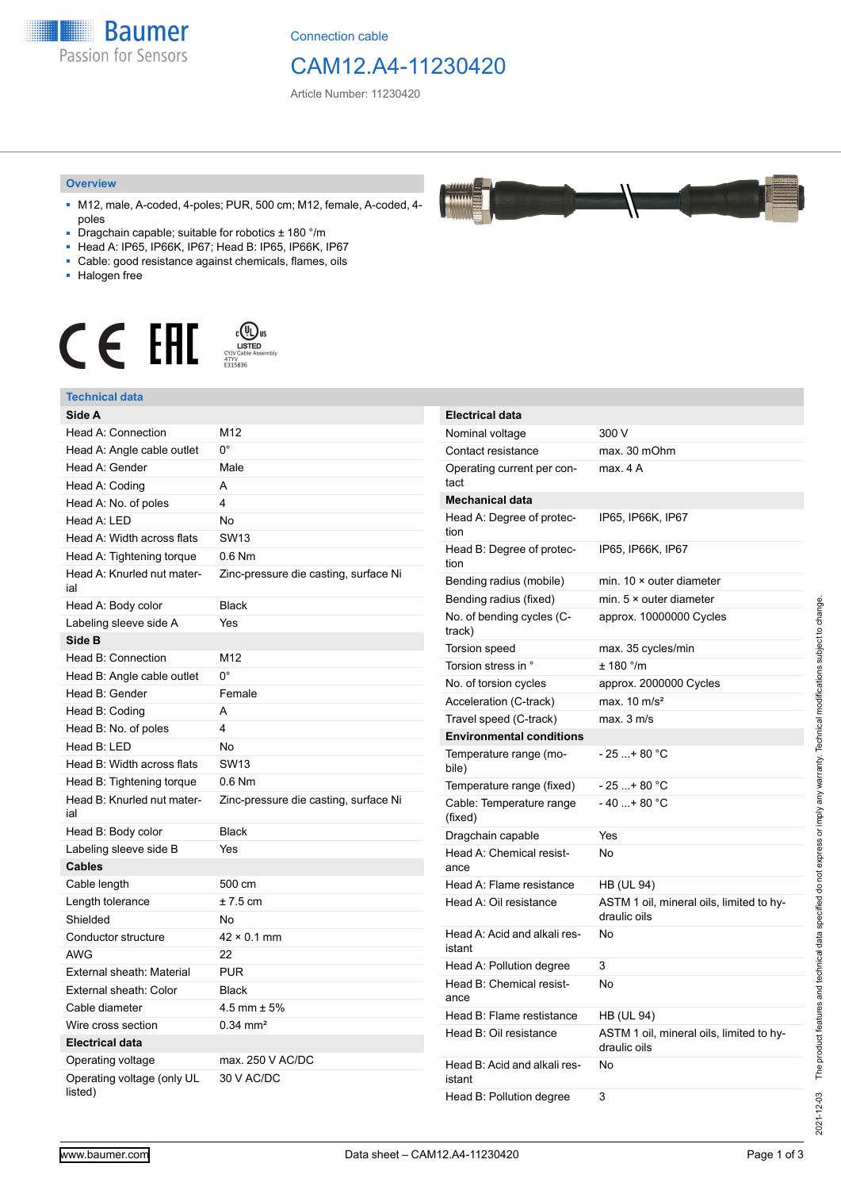Connection cable

# CAM12.A4-11230420

Article Number: 11230420

## Overview

- M12, male, A-coded, 4-poles; PUR, 500 cm; M12, female, A-coded, 4-poles
- Dragchain capable; suitable for robotics ± 180 °/m
- Head A: IP65, IP66K, IP67; Head B: IP65, IP66K, IP67
- Cable: good resistance against chemicals, flames, oils
- Halogen free

LISTED CYJV Cable Assembly 47YV E315836

## Technical data

| Side A | |
|---|---|
| Head A: Connection | M12 |
| Head A: Angle cable outlet | 0° |
| Head A: Gender | Male |
| Head A: Coding | A |
| Head A: No. of poles | 4 |
| Head A: LED | No |
| Head A: Width across flats | SW13 |
| Head A: Tightening torque | 0.6 Nm |
| Head A: Knurled nut material | Zinc-pressure die casting, surface Ni |
| Head A: Body color | Black |
| Labeling sleeve side A | Yes |
| **Side B** | |
| Head B: Connection | M12 |
| Head B: Angle cable outlet | 0° |
| Head B: Gender | Female |
| Head B: Coding | A |
| Head B: No. of poles | 4 |
| Head B: LED | No |
| Head B: Width across flats | SW13 |
| Head B: Tightening torque | 0.6 Nm |
| Head B: Knurled nut material | Zinc-pressure die casting, surface Ni |
| Head B: Body color | Black |
| Labeling sleeve side B | Yes |
| **Cables** | |
| Cable length | 500 cm |
| Length tolerance | ± 7.5 cm |
| Shielded | No |
| Conductor structure | 42 × 0.1 mm |
| AWG | 22 |
| External sheath: Material | PUR |
| External sheath: Color | Black |
| Cable diameter | 4.5 mm ± 5% |
| Wire cross section | 0.34 mm² |
| **Electrical data** | |
| Operating voltage | max. 250 V AC/DC |
| Operating voltage (only UL listed) | 30 V AC/DC |

| Electrical data | |
|---|---|
| Nominal voltage | 300 V |
| Contact resistance | max. 30 mOhm |
| Operating current per contact | max. 4 A |
| **Mechanical data** | |
| Head A: Degree of protection | IP65, IP66K, IP67 |
| Head B: Degree of protection | IP65, IP66K, IP67 |
| Bending radius (mobile) | min. 10 × outer diameter |
| Bending radius (fixed) | min. 5 × outer diameter |
| No. of bending cycles (C-track) | approx. 10000000 Cycles |
| Torsion speed | max. 35 cycles/min |
| Torsion stress in ° | ± 180 °/m |
| No. of torsion cycles | approx. 2000000 Cycles |
| Acceleration (C-track) | max. 10 m/s² |
| Travel speed (C-track) | max. 3 m/s |
| **Environmental conditions** | |
| Temperature range (mobile) | - 25 ...+ 80 °C |
| Temperature range (fixed) | - 25 ...+ 80 °C |
| Cable: Temperature range (fixed) | - 40 ...+ 80 °C |
| Dragchain capable | Yes |
| Head A: Chemical resistance | No |
| Head A: Flame resistance | HB (UL 94) |
| Head A: Oil resistance | ASTM 1 oil, mineral oils, limited to hydraulic oils |
| Head A: Acid and alkali resistant | No |
| Head A: Pollution degree | 3 |
| Head B: Chemical resistance | No |
| Head B: Flame resistance | HB (UL 94) |
| Head B: Oil resistance | ASTM 1 oil, mineral oils, limited to hydraulic oils |
| Head B: Acid and alkali resistant | No |
| Head B: Pollution degree | 3 |

2021-12-03 The product features and technical data specified do not express or imply any warranty. Technical modifications subject to change.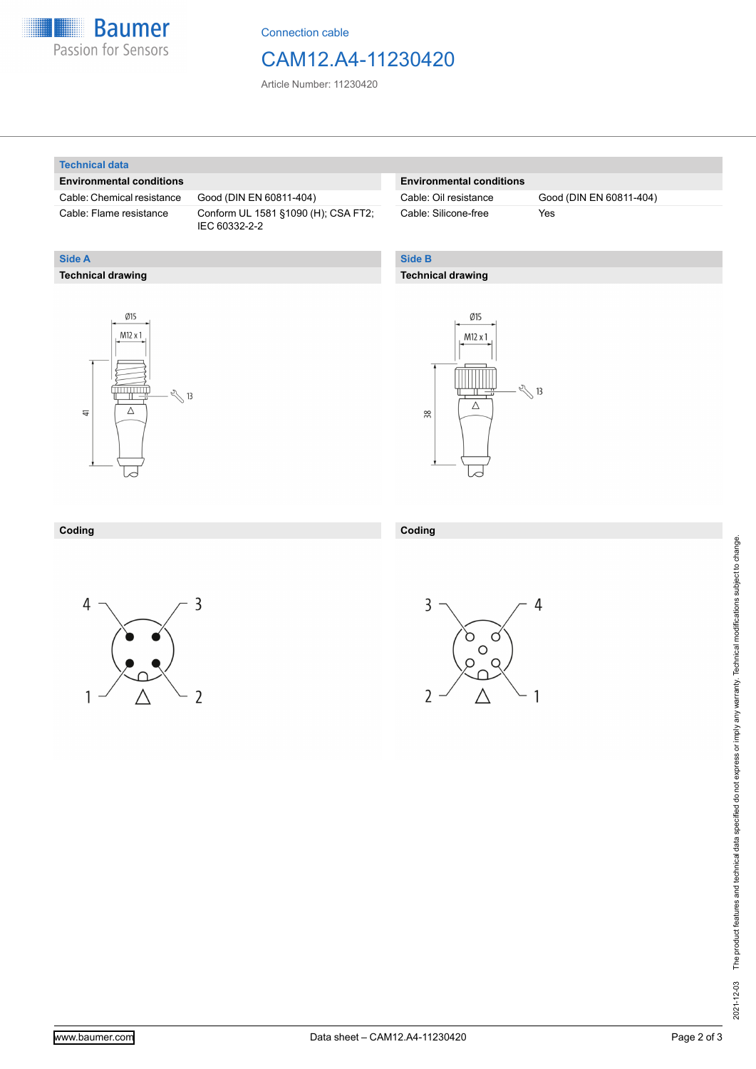## Technical data

### Environmental conditions

| | |
|---|---|
| Cable: Chemical resistance | Good (DIN EN 60811-404) |
| Cable: Flame resistance | Conform UL 1581 §1090 (H); CSA FT2; IEC 60332-2-2 |
| Cable: Oil resistance | Good (DIN EN 60811-404) |
| Cable: Silicone-free | Yes |

## Side A

### Technical drawing

Ø15

M12 x 1

13

41

### Coding

4 3

1 2

## Side B

### Technical drawing

Ø15

M12 x 1

13

38

### Coding

3 4

2 1

2021-12-03 The product features and technical data specified do not express or imply any warranty. Technical modifications subject to change.

www.baumer.com

Data sheet – CAM12.A4-11230420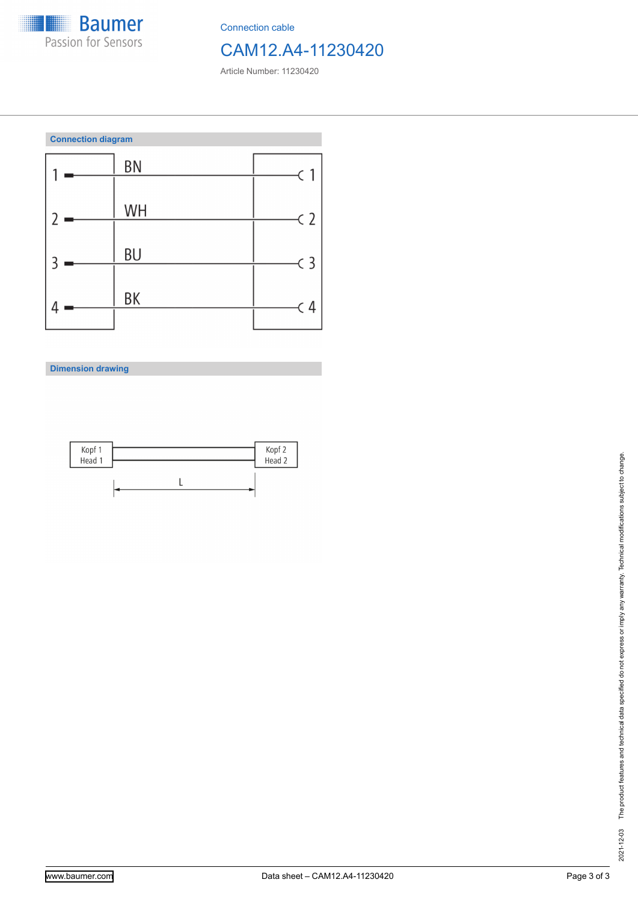Connection cable

# CAM12.A4-11230420

Article Number: 11230420

## Connection diagram

1 BN 1
2 WH 2
3 BU 3
4 BK 4

## Dimension drawing

Kopf 1
Head 1

Kopf 2
Head 2

L

The product features and technical data specified do not express or imply any warranty. Technical modifications subject to change.

2021-12-03

www.baumer.com

Data sheet – CAM12.A4-11230420